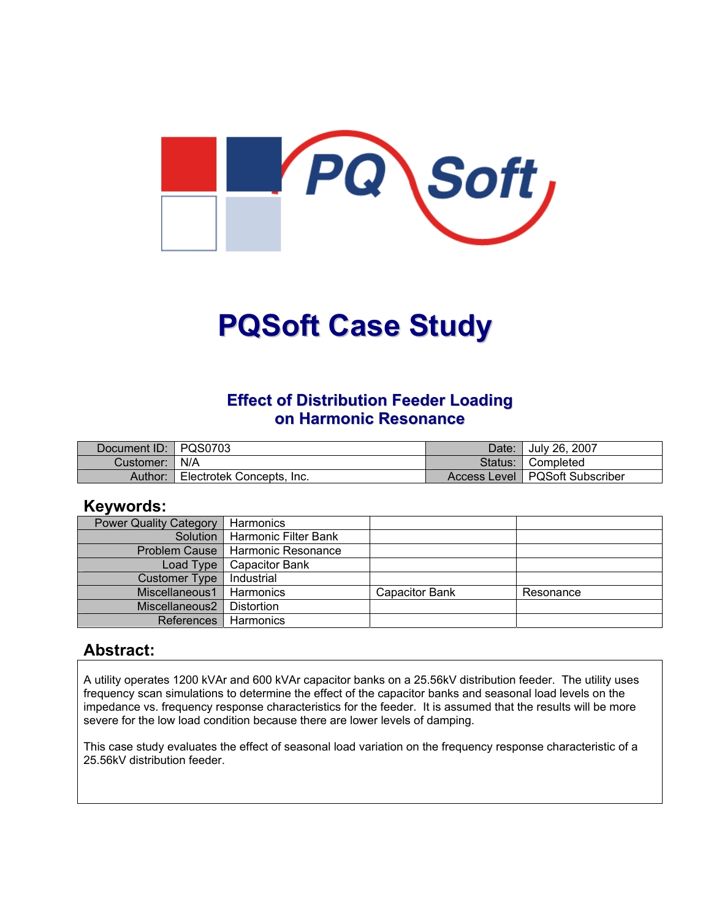# PQSoft Case Study

## Effect of Distribution Feeder Loading on Harmonic Resonance

| Document ID: | PQS0703 | Date: | July 26, 2007 |
|---|---|---|---|
| Customer: | N/A | Status: | Completed |
| Author: | Electrotek Concepts, Inc. | Access Level | PQSoft Subscriber |

## Keywords:

| | | | |
|---|---|---|---|
| Power Quality Category | Harmonics | | |
| Solution | Harmonic Filter Bank | | |
| Problem Cause | Harmonic Resonance | | |
| Load Type | Capacitor Bank | | |
| Customer Type | Industrial | | |
| Miscellaneous1 | Harmonics | Capacitor Bank | Resonance |
| Miscellaneous2 | Distortion | | |
| References | Harmonics | | |

## Abstract:

A utility operates 1200 kVAr and 600 kVAr capacitor banks on a 25.56kV distribution feeder. The utility uses frequency scan simulations to determine the effect of the capacitor banks and seasonal load levels on the impedance vs. frequency response characteristics for the feeder. It is assumed that the results will be more severe for the low load condition because there are lower levels of damping.

This case study evaluates the effect of seasonal load variation on the frequency response characteristic of a 25.56kV distribution feeder.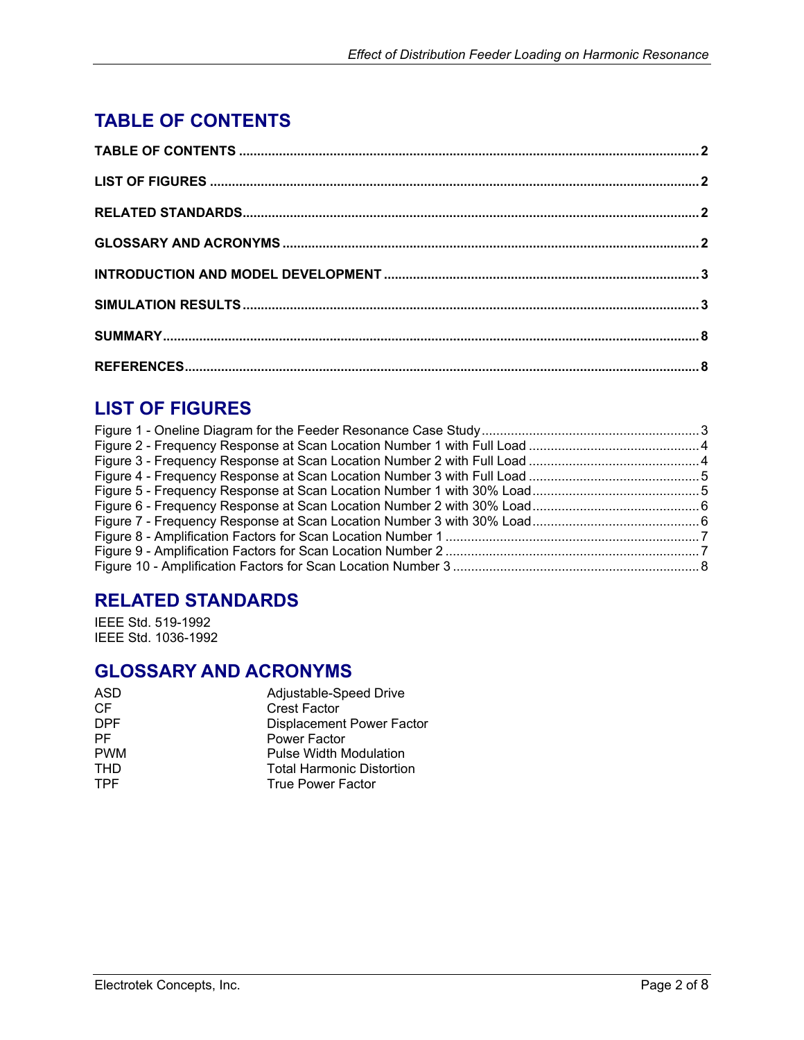# TABLE OF CONTENTS

**TABLE OF CONTENTS** .... 2

**LIST OF FIGURES** .... 2

**RELATED STANDARDS** .... 2

**GLOSSARY AND ACRONYMS** .... 2

**INTRODUCTION AND MODEL DEVELOPMENT** .... 3

**SIMULATION RESULTS** .... 3

**SUMMARY** .... 8

**REFERENCES** .... 8

# LIST OF FIGURES

Figure 1 - Oneline Diagram for the Feeder Resonance Case Study .... 3
Figure 2 - Frequency Response at Scan Location Number 1 with Full Load .... 4
Figure 3 - Frequency Response at Scan Location Number 2 with Full Load .... 4
Figure 4 - Frequency Response at Scan Location Number 3 with Full Load .... 5
Figure 5 - Frequency Response at Scan Location Number 1 with 30% Load .... 5
Figure 6 - Frequency Response at Scan Location Number 2 with 30% Load .... 6
Figure 7 - Frequency Response at Scan Location Number 3 with 30% Load .... 6
Figure 8 - Amplification Factors for Scan Location Number 1 .... 7
Figure 9 - Amplification Factors for Scan Location Number 2 .... 7
Figure 10 - Amplification Factors for Scan Location Number 3 .... 8

# RELATED STANDARDS

IEEE Std. 519-1992
IEEE Std. 1036-1992

# GLOSSARY AND ACRONYMS

| | |
|---|---|
| ASD | Adjustable-Speed Drive |
| CF | Crest Factor |
| DPF | Displacement Power Factor |
| PF | Power Factor |
| PWM | Pulse Width Modulation |
| THD | Total Harmonic Distortion |
| TPF | True Power Factor |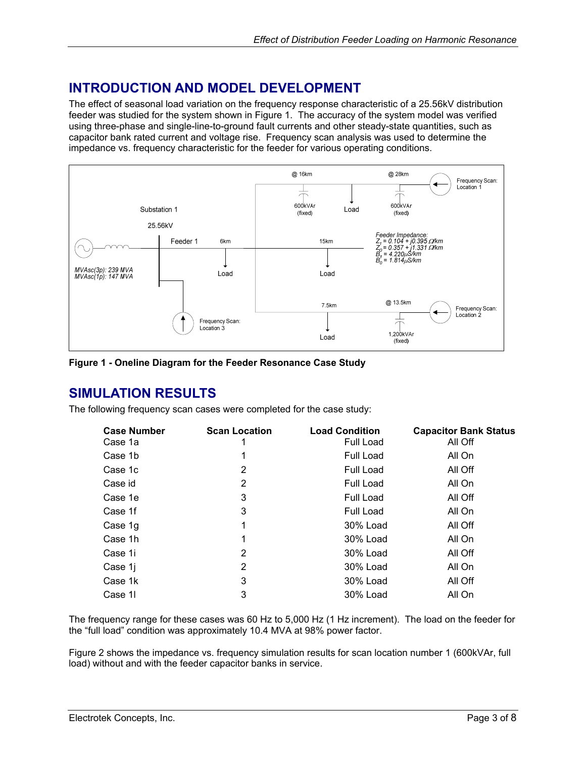## INTRODUCTION AND MODEL DEVELOPMENT

The effect of seasonal load variation on the frequency response characteristic of a 25.56kV distribution feeder was studied for the system shown in Figure 1. The accuracy of the system model was verified using three-phase and single-line-to-ground fault currents and other steady-state quantities, such as capacitor bank rated current and voltage rise. Frequency scan analysis was used to determine the impedance vs. frequency characteristic for the feeder for various operating conditions.

**Figure 1 - Oneline Diagram for the Feeder Resonance Case Study**

## SIMULATION RESULTS

The following frequency scan cases were completed for the case study:

| Case Number | Scan Location | Load Condition | Capacitor Bank Status |
|---|---|---|---|
| Case 1a | 1 | Full Load | All Off |
| Case 1b | 1 | Full Load | All On |
| Case 1c | 2 | Full Load | All Off |
| Case id | 2 | Full Load | All On |
| Case 1e | 3 | Full Load | All Off |
| Case 1f | 3 | Full Load | All On |
| Case 1g | 1 | 30% Load | All Off |
| Case 1h | 1 | 30% Load | All On |
| Case 1i | 2 | 30% Load | All Off |
| Case 1j | 2 | 30% Load | All On |
| Case 1k | 3 | 30% Load | All Off |
| Case 1l | 3 | 30% Load | All On |

The frequency range for these cases was 60 Hz to 5,000 Hz (1 Hz increment). The load on the feeder for the "full load" condition was approximately 10.4 MVA at 98% power factor.

Figure 2 shows the impedance vs. frequency simulation results for scan location number 1 (600kVAr, full load) without and with the feeder capacitor banks in service.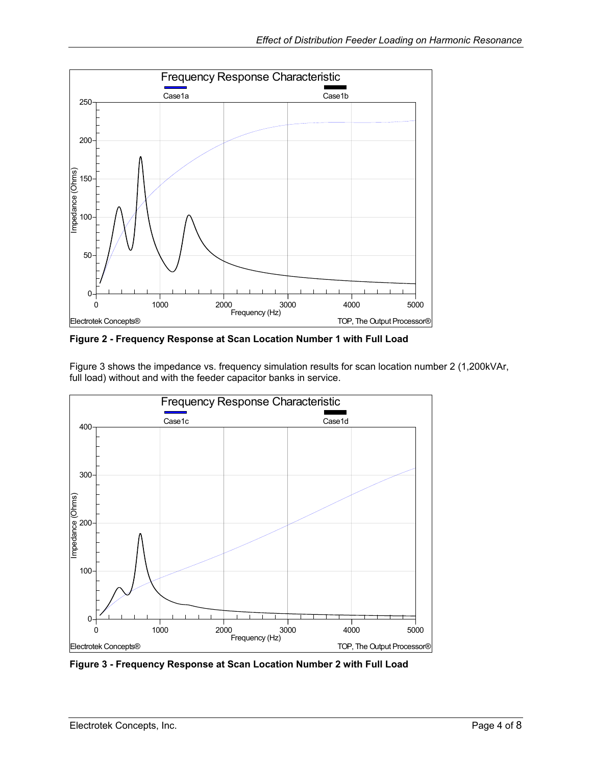**Figure 2 - Frequency Response at Scan Location Number 1 with Full Load**

Figure 3 shows the impedance vs. frequency simulation results for scan location number 2 (1,200kVAr, full load) without and with the feeder capacitor banks in service.

**Figure 3 - Frequency Response at Scan Location Number 2 with Full Load**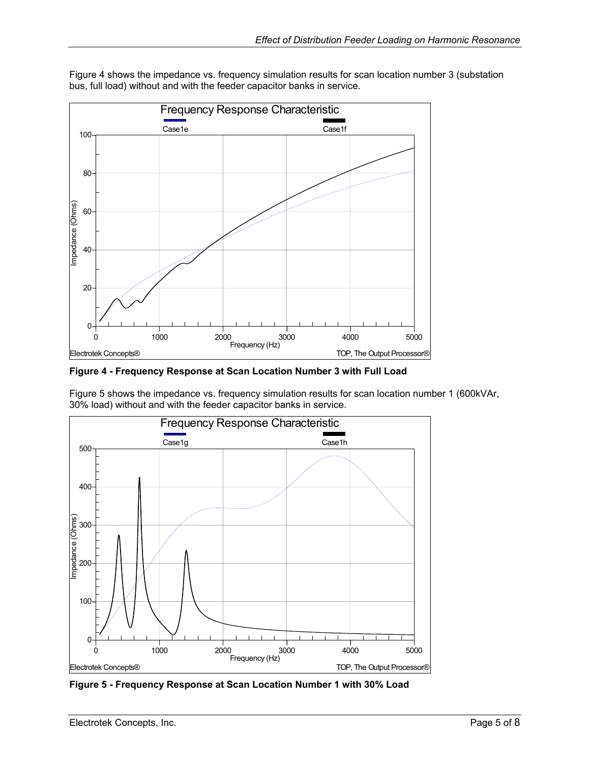Figure 4 shows the impedance vs. frequency simulation results for scan location number 3 (substation bus, full load) without and with the feeder capacitor banks in service.

**Figure 4 - Frequency Response at Scan Location Number 3 with Full Load**

Figure 5 shows the impedance vs. frequency simulation results for scan location number 1 (600kVAr, 30% load) without and with the feeder capacitor banks in service.

**Figure 5 - Frequency Response at Scan Location Number 1 with 30% Load**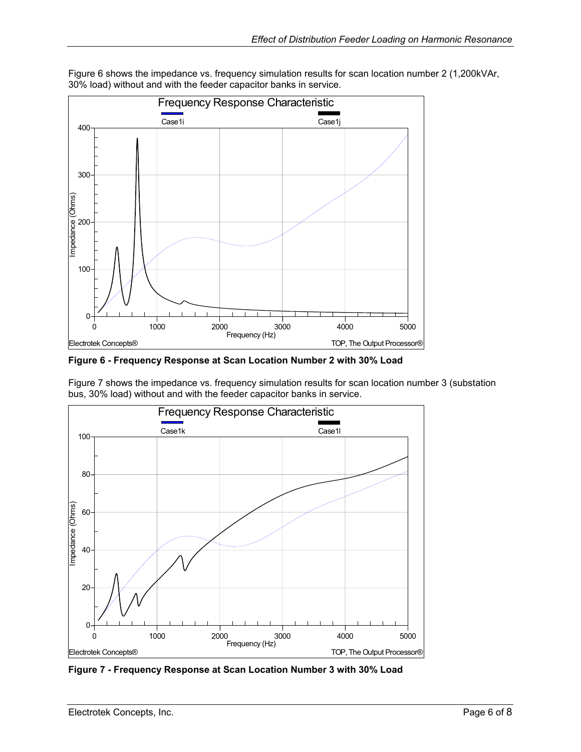Figure 6 shows the impedance vs. frequency simulation results for scan location number 2 (1,200kVAr, 30% load) without and with the feeder capacitor banks in service.

**Figure 6 - Frequency Response at Scan Location Number 2 with 30% Load**

Figure 7 shows the impedance vs. frequency simulation results for scan location number 3 (substation bus, 30% load) without and with the feeder capacitor banks in service.

**Figure 7 - Frequency Response at Scan Location Number 3 with 30% Load**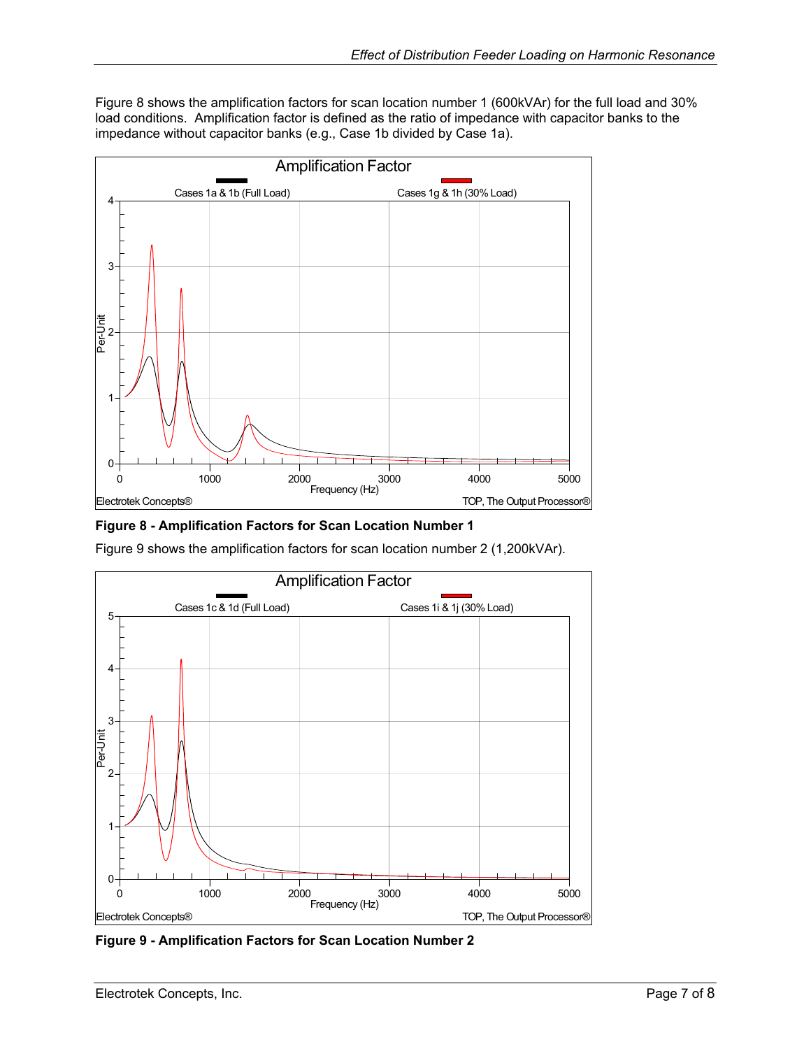Figure 8 shows the amplification factors for scan location number 1 (600kVAr) for the full load and 30% load conditions. Amplification factor is defined as the ratio of impedance with capacitor banks to the impedance without capacitor banks (e.g., Case 1b divided by Case 1a).

**Figure 8 - Amplification Factors for Scan Location Number 1**

Figure 9 shows the amplification factors for scan location number 2 (1,200kVAr).

**Figure 9 - Amplification Factors for Scan Location Number 2**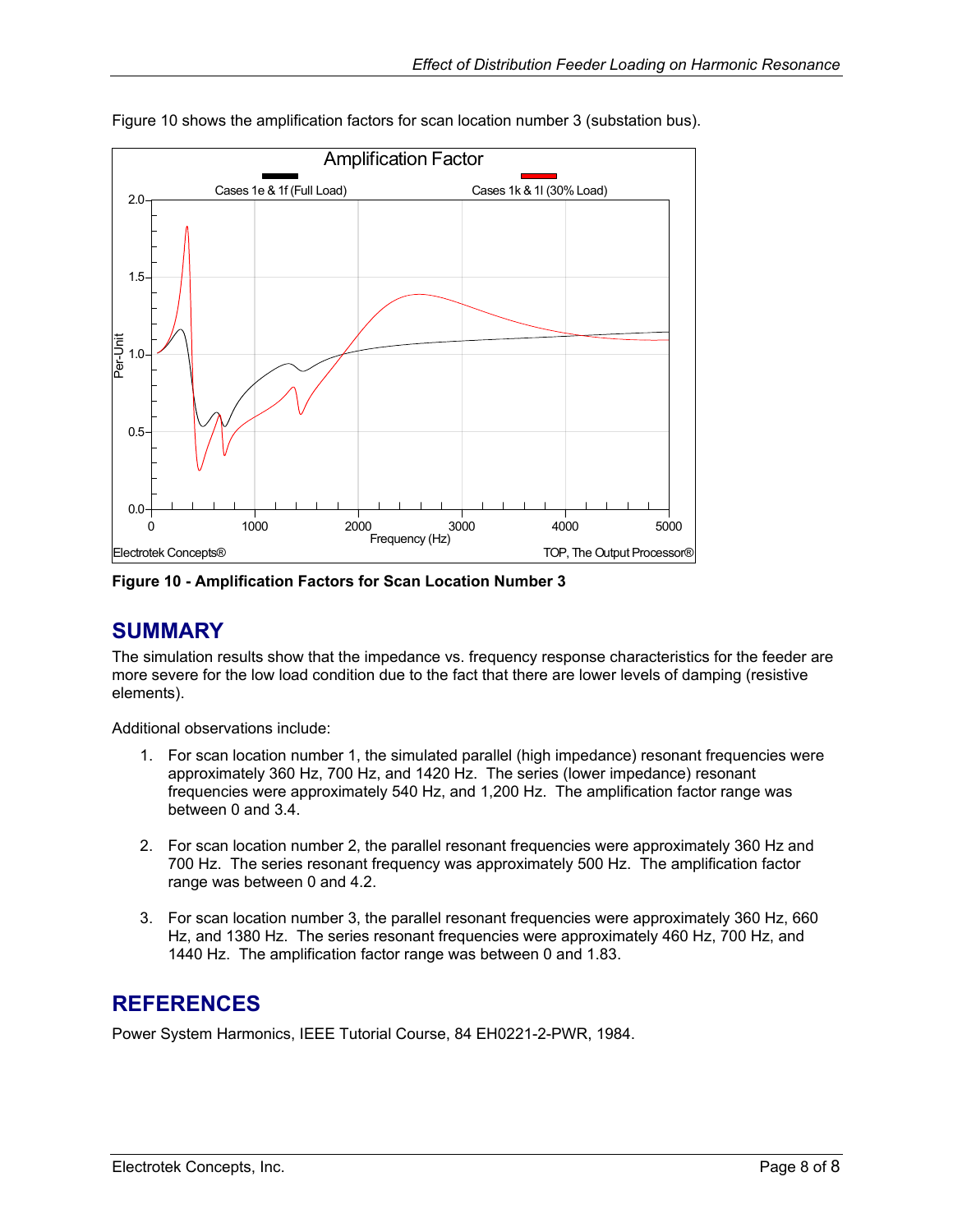Figure 10 shows the amplification factors for scan location number 3 (substation bus).

Amplification Factor

Cases 1e & 1f (Full Load)

Cases 1k & 1l (30% Load)

Per-Unit

2.0

1.5

1.0

0.5

0.0

0

1000

2000

3000

4000

5000

Frequency (Hz)

Electrotek Concepts®

TOP, The Output Processor®

**Figure 10 - Amplification Factors for Scan Location Number 3**

## SUMMARY

The simulation results show that the impedance vs. frequency response characteristics for the feeder are more severe for the low load condition due to the fact that there are lower levels of damping (resistive elements).

Additional observations include:

1. For scan location number 1, the simulated parallel (high impedance) resonant frequencies were approximately 360 Hz, 700 Hz, and 1420 Hz. The series (lower impedance) resonant frequencies were approximately 540 Hz, and 1,200 Hz. The amplification factor range was between 0 and 3.4.

2. For scan location number 2, the parallel resonant frequencies were approximately 360 Hz and 700 Hz. The series resonant frequency was approximately 500 Hz. The amplification factor range was between 0 and 4.2.

3. For scan location number 3, the parallel resonant frequencies were approximately 360 Hz, 660 Hz, and 1380 Hz. The series resonant frequencies were approximately 460 Hz, 700 Hz, and 1440 Hz. The amplification factor range was between 0 and 1.83.

## REFERENCES

Power System Harmonics, IEEE Tutorial Course, 84 EH0221-2-PWR, 1984.